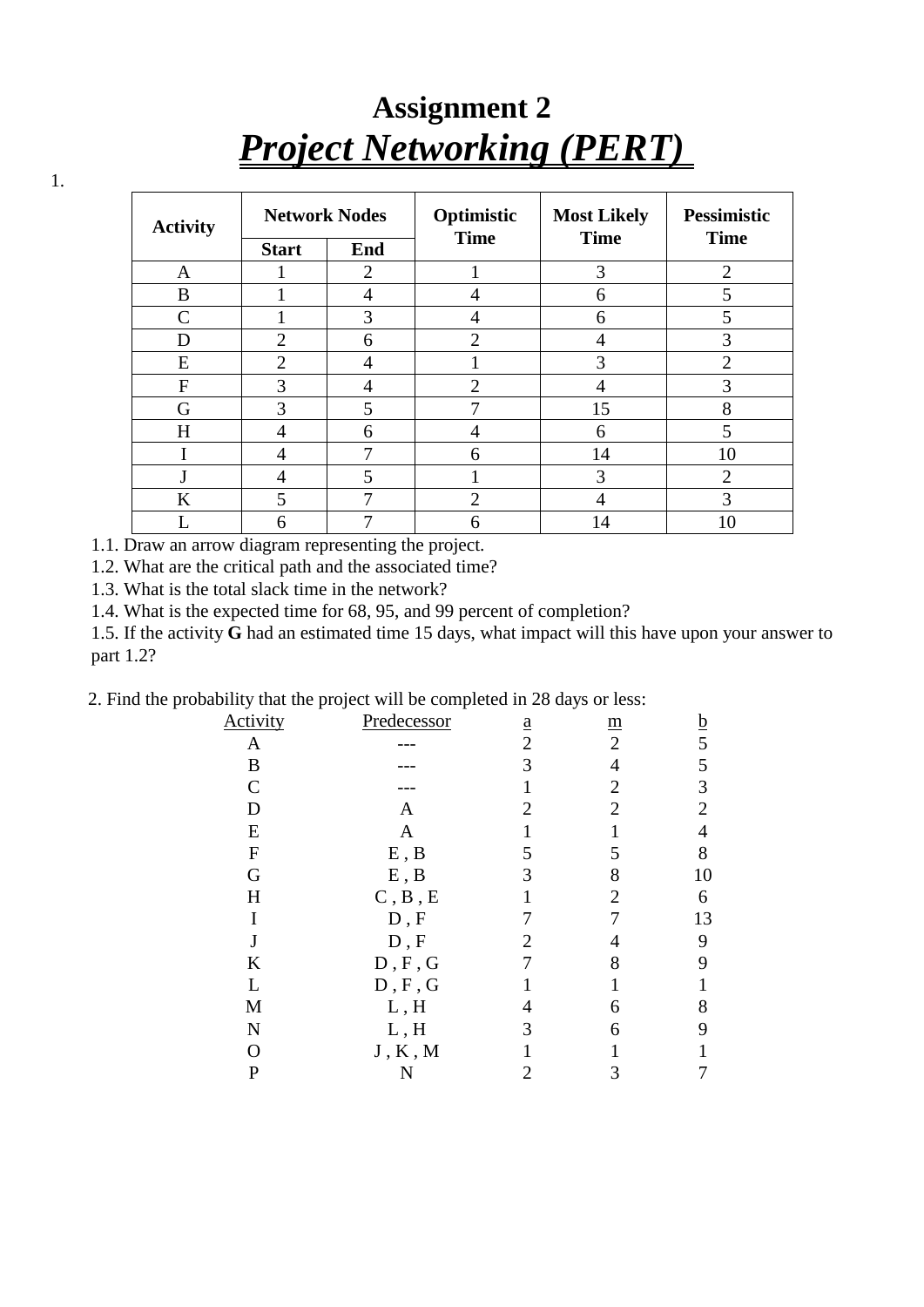# Assignment 2

## *Project Networking (PERT)*

1.

| Activity | Network Nodes | | Optimistic Time | Most Likely Time | Pessimistic Time |
|---|---|---|---|---|---|
| | Start | End | | | |
| A | 1 | 2 | 1 | 3 | 2 |
| B | 1 | 4 | 4 | 6 | 5 |
| C | 1 | 3 | 4 | 6 | 5 |
| D | 2 | 6 | 2 | 4 | 3 |
| E | 2 | 4 | 1 | 3 | 2 |
| F | 3 | 4 | 2 | 4 | 3 |
| G | 3 | 5 | 7 | 15 | 8 |
| H | 4 | 6 | 4 | 6 | 5 |
| I | 4 | 7 | 6 | 14 | 10 |
| J | 4 | 5 | 1 | 3 | 2 |
| K | 5 | 7 | 2 | 4 | 3 |
| L | 6 | 7 | 6 | 14 | 10 |

1.1. Draw an arrow diagram representing the project.

1.2. What are the critical path and the associated time?

1.3. What is the total slack time in the network?

1.4. What is the expected time for 68, 95, and 99 percent of completion?

1.5. If the activity **G** had an estimated time 15 days, what impact will this have upon your answer to part 1.2?

2. Find the probability that the project will be completed in 28 days or less:

| Activity | Predecessor | a | m | b |
|---|---|---|---|---|
| A | --- | 2 | 2 | 5 |
| B | --- | 3 | 4 | 5 |
| C | --- | 1 | 2 | 3 |
| D | A | 2 | 2 | 2 |
| E | A | 1 | 1 | 4 |
| F | E , B | 5 | 5 | 8 |
| G | E , B | 3 | 8 | 10 |
| H | C , B , E | 1 | 2 | 6 |
| I | D , F | 7 | 7 | 13 |
| J | D , F | 2 | 4 | 9 |
| K | D , F , G | 7 | 8 | 9 |
| L | D , F , G | 1 | 1 | 1 |
| M | L , H | 4 | 6 | 8 |
| N | L , H | 3 | 6 | 9 |
| O | J , K , M | 1 | 1 | 1 |
| P | N | 2 | 3 | 7 |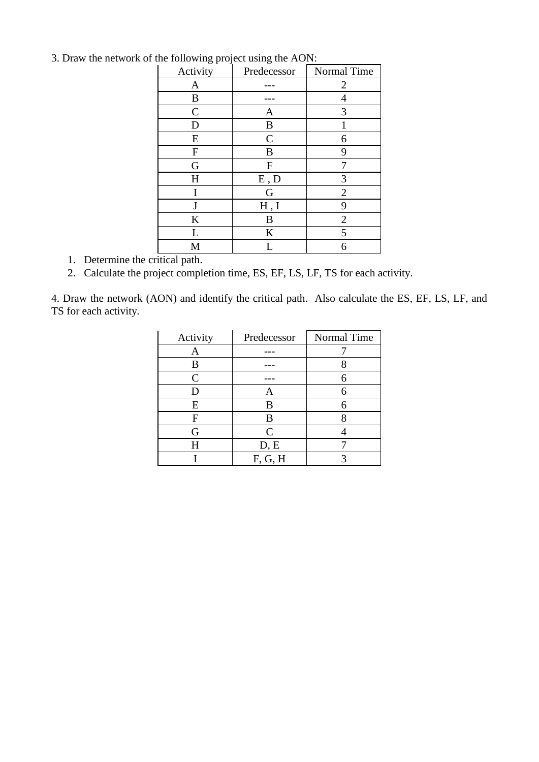3. Draw the network of the following project using the AON:

| Activity | Predecessor | Normal Time |
|---|---|---|
| A | --- | 2 |
| B | --- | 4 |
| C | A | 3 |
| D | B | 1 |
| E | C | 6 |
| F | B | 9 |
| G | F | 7 |
| H | E , D | 3 |
| I | G | 2 |
| J | H , I | 9 |
| K | B | 2 |
| L | K | 5 |
| M | L | 6 |

1. Determine the critical path.
2. Calculate the project completion time, ES, EF, LS, LF, TS for each activity.

4. Draw the network (AON) and identify the critical path. Also calculate the ES, EF, LS, LF, and TS for each activity.

| Activity | Predecessor | Normal Time |
|---|---|---|
| A | --- | 7 |
| B | --- | 8 |
| C | --- | 6 |
| D | A | 6 |
| E | B | 6 |
| F | B | 8 |
| G | C | 4 |
| H | D, E | 7 |
| I | F, G, H | 3 |